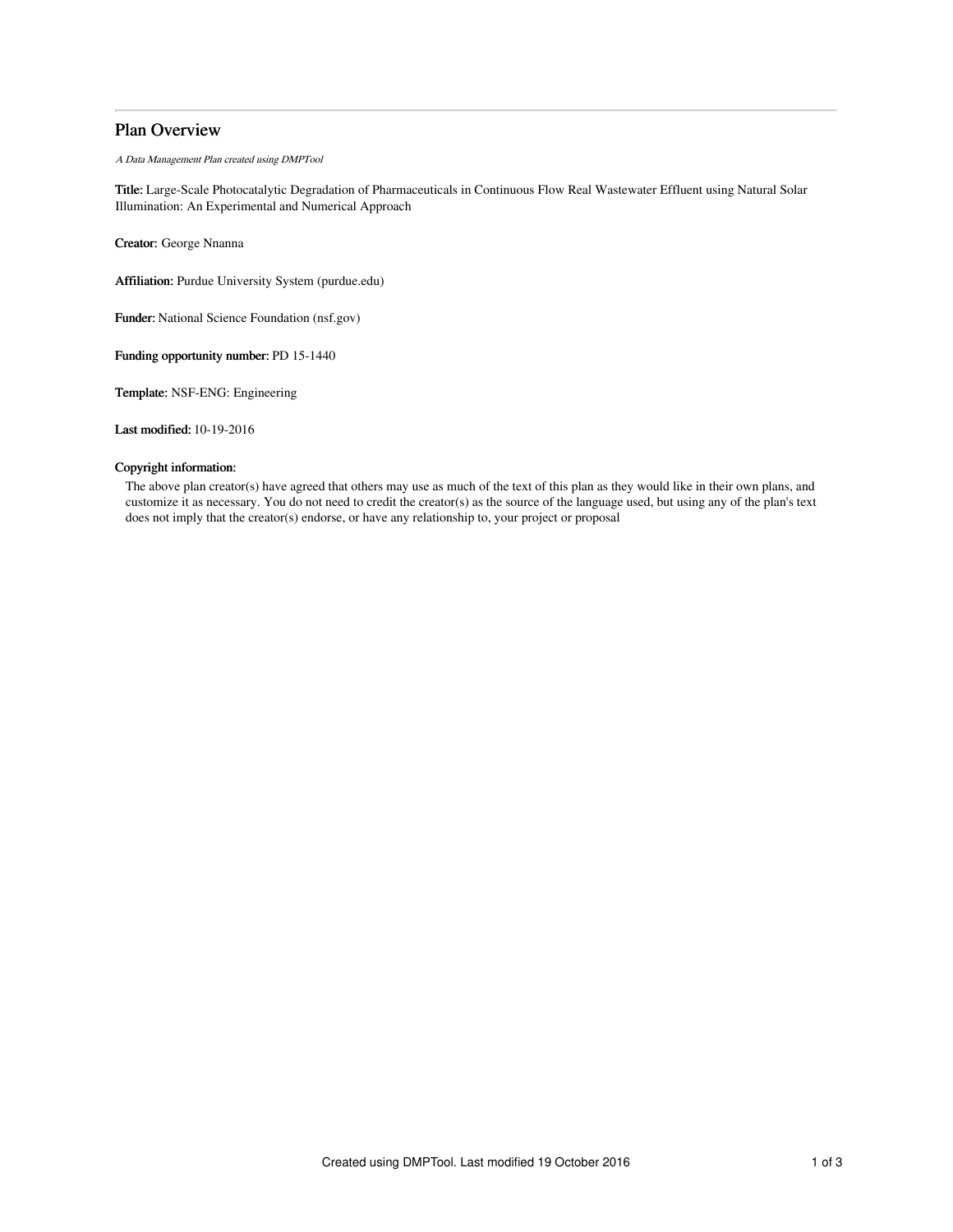# Plan Overview

*A Data Management Plan created using DMPTool*

**Title:** Large-Scale Photocatalytic Degradation of Pharmaceuticals in Continuous Flow Real Wastewater Effluent using Natural Solar Illumination: An Experimental and Numerical Approach

**Creator:** George Nnanna

**Affiliation:** Purdue University System (purdue.edu)

**Funder:** National Science Foundation (nsf.gov)

**Funding opportunity number:** PD 15-1440

**Template:** NSF-ENG: Engineering

**Last modified:** 10-19-2016

**Copyright information:**

The above plan creator(s) have agreed that others may use as much of the text of this plan as they would like in their own plans, and customize it as necessary. You do not need to credit the creator(s) as the source of the language used, but using any of the plan's text does not imply that the creator(s) endorse, or have any relationship to, your project or proposal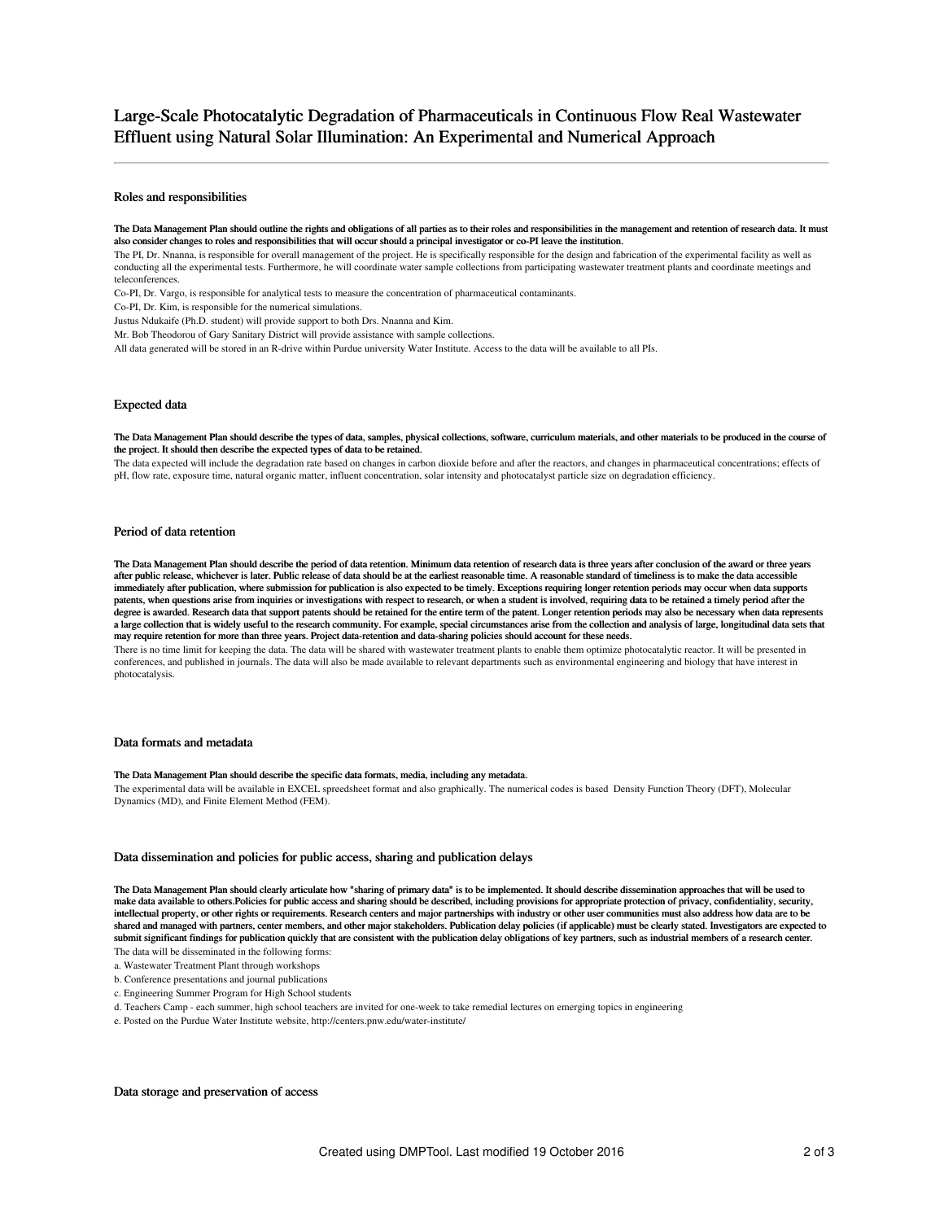# Large-Scale Photocatalytic Degradation of Pharmaceuticals in Continuous Flow Real Wastewater Effluent using Natural Solar Illumination: An Experimental and Numerical Approach

## Roles and responsibilities

**The Data Management Plan should outline the rights and obligations of all parties as to their roles and responsibilities in the management and retention of research data. It must also consider changes to roles and responsibilities that will occur should a principal investigator or co-PI leave the institution.**

The PI, Dr. Nnanna, is responsible for overall management of the project. He is specifically responsible for the design and fabrication of the experimental facility as well as conducting all the experimental tests. Furthermore, he will coordinate water sample collections from participating wastewater treatment plants and coordinate meetings and teleconferences.

Co-PI, Dr. Vargo, is responsible for analytical tests to measure the concentration of pharmaceutical contaminants.

Co-PI, Dr. Kim, is responsible for the numerical simulations.

Justus Ndukaife (Ph.D. student) will provide support to both Drs. Nnanna and Kim.

Mr. Bob Theodorou of Gary Sanitary District will provide assistance with sample collections.

All data generated will be stored in an R-drive within Purdue university Water Institute. Access to the data will be available to all PIs.

## Expected data

**The Data Management Plan should describe the types of data, samples, physical collections, software, curriculum materials, and other materials to be produced in the course of the project. It should then describe the expected types of data to be retained.**

The data expected will include the degradation rate based on changes in carbon dioxide before and after the reactors, and changes in pharmaceutical concentrations; effects of pH, flow rate, exposure time, natural organic matter, influent concentration, solar intensity and photocatalyst particle size on degradation efficiency.

## Period of data retention

**The Data Management Plan should describe the period of data retention. Minimum data retention of research data is three years after conclusion of the award or three years after public release, whichever is later. Public release of data should be at the earliest reasonable time. A reasonable standard of timeliness is to make the data accessible immediately after publication, where submission for publication is also expected to be timely. Exceptions requiring longer retention periods may occur when data supports patents, when questions arise from inquiries or investigations with respect to research, or when a student is involved, requiring data to be retained a timely period after the degree is awarded. Research data that support patents should be retained for the entire term of the patent. Longer retention periods may also be necessary when data represents a large collection that is widely useful to the research community. For example, special circumstances arise from the collection and analysis of large, longitudinal data sets that may require retention for more than three years. Project data-retention and data-sharing policies should account for these needs.**

There is no time limit for keeping the data. The data will be shared with wastewater treatment plants to enable them optimize photocatalytic reactor. It will be presented in conferences, and published in journals. The data will also be made available to relevant departments such as environmental engineering and biology that have interest in photocatalysis.

## Data formats and metadata

**The Data Management Plan should describe the specific data formats, media, including any metadata.**

The experimental data will be available in EXCEL spreedsheet format and also graphically. The numerical codes is based Density Function Theory (DFT), Molecular Dynamics (MD), and Finite Element Method (FEM).

## Data dissemination and policies for public access, sharing and publication delays

**The Data Management Plan should clearly articulate how "sharing of primary data" is to be implemented. It should describe dissemination approaches that will be used to make data available to others.Policies for public access and sharing should be described, including provisions for appropriate protection of privacy, confidentiality, security, intellectual property, or other rights or requirements. Research centers and major partnerships with industry or other user communities must also address how data are to be shared and managed with partners, center members, and other major stakeholders. Publication delay policies (if applicable) must be clearly stated. Investigators are expected to submit significant findings for publication quickly that are consistent with the publication delay obligations of key partners, such as industrial members of a research center.**

The data will be disseminated in the following forms:

a. Wastewater Treatment Plant through workshops

b. Conference presentations and journal publications

c. Engineering Summer Program for High School students

d. Teachers Camp - each summer, high school teachers are invited for one-week to take remedial lectures on emerging topics in engineering

e. Posted on the Purdue Water Institute website, http://centers.pnw.edu/water-institute/

## Data storage and preservation of access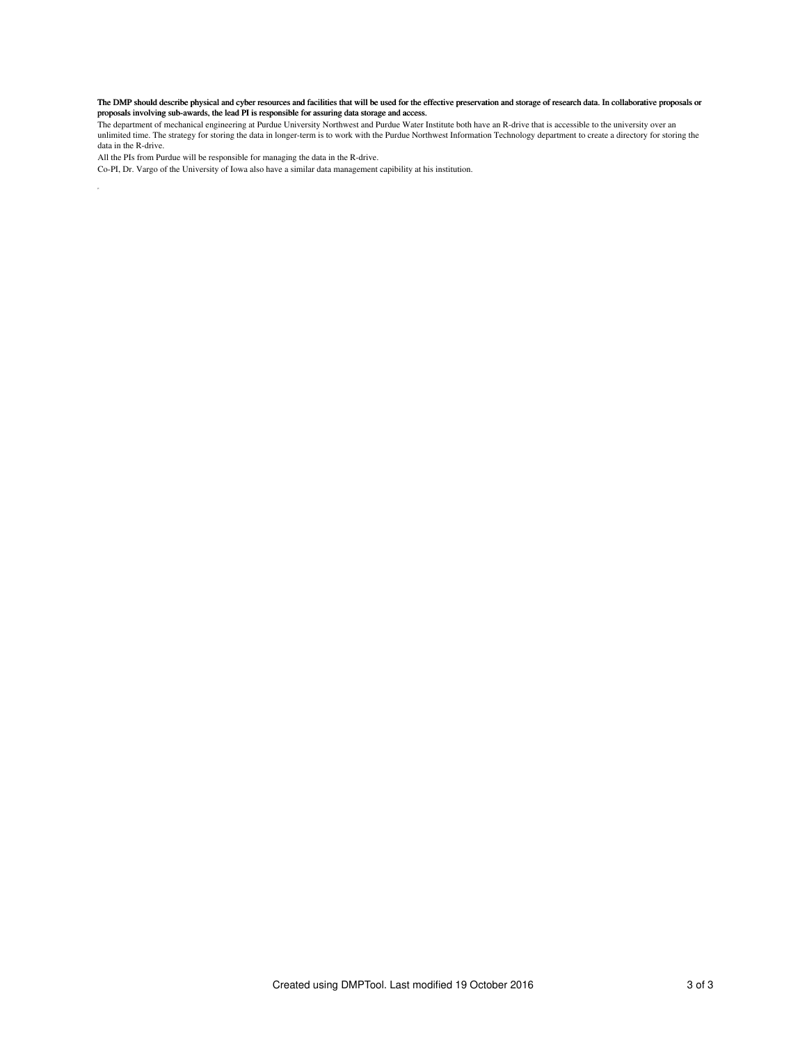**The DMP should describe physical and cyber resources and facilities that will be used for the effective preservation and storage of research data. In collaborative proposals or proposals involving sub-awards, the lead PI is responsible for assuring data storage and access.**

The department of mechanical engineering at Purdue University Northwest and Purdue Water Institute both have an R-drive that is accessible to the university over an unlimited time. The strategy for storing the data in longer-term is to work with the Purdue Northwest Information Technology department to create a directory for storing the data in the R-drive.

All the PIs from Purdue will be responsible for managing the data in the R-drive.

Co-PI, Dr. Vargo of the University of Iowa also have a similar data management capibility at his institution.